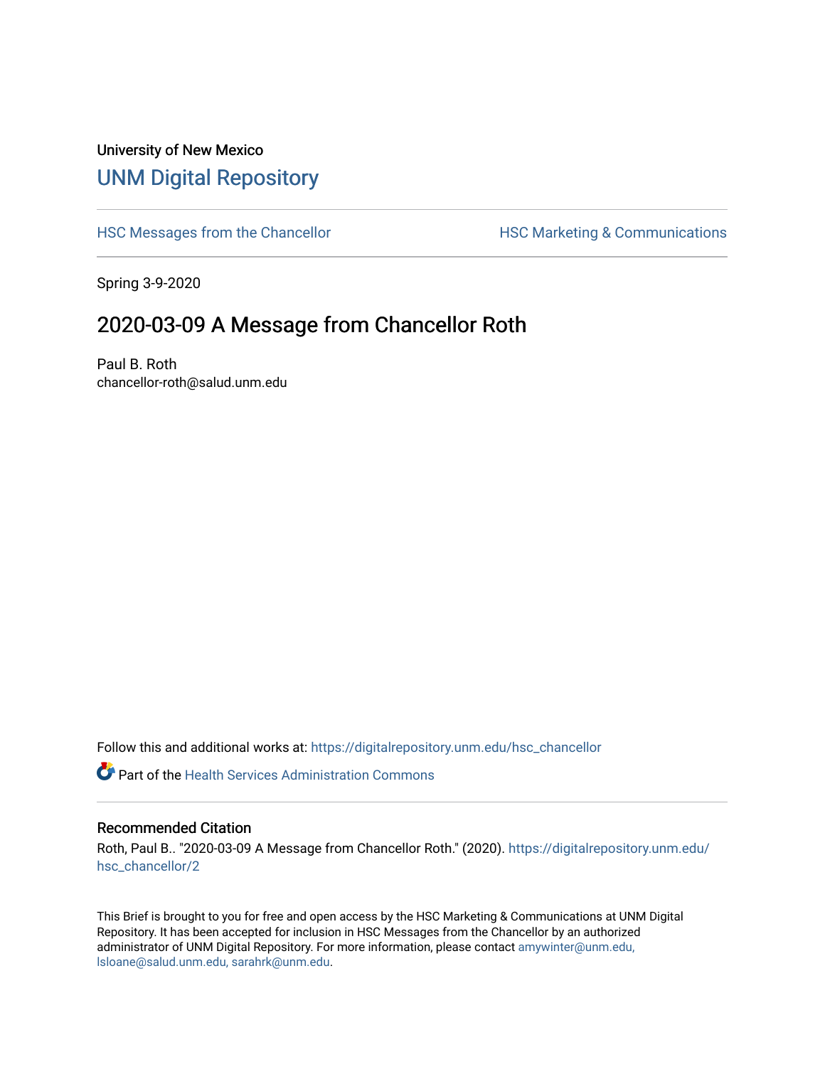University of New Mexico

# UNM Digital Repository

HSC Messages from the Chancellor

HSC Marketing & Communications

Spring 3-9-2020

## 2020-03-09 A Message from Chancellor Roth

Paul B. Roth
chancellor-roth@salud.unm.edu

Follow this and additional works at: https://digitalrepository.unm.edu/hsc_chancellor

Part of the Health Services Administration Commons

### Recommended Citation

Roth, Paul B.. "2020-03-09 A Message from Chancellor Roth." (2020). https://digitalrepository.unm.edu/hsc_chancellor/2

This Brief is brought to you for free and open access by the HSC Marketing & Communications at UNM Digital Repository. It has been accepted for inclusion in HSC Messages from the Chancellor by an authorized administrator of UNM Digital Repository. For more information, please contact amywinter@unm.edu, lsloane@salud.unm.edu, sarahrk@unm.edu.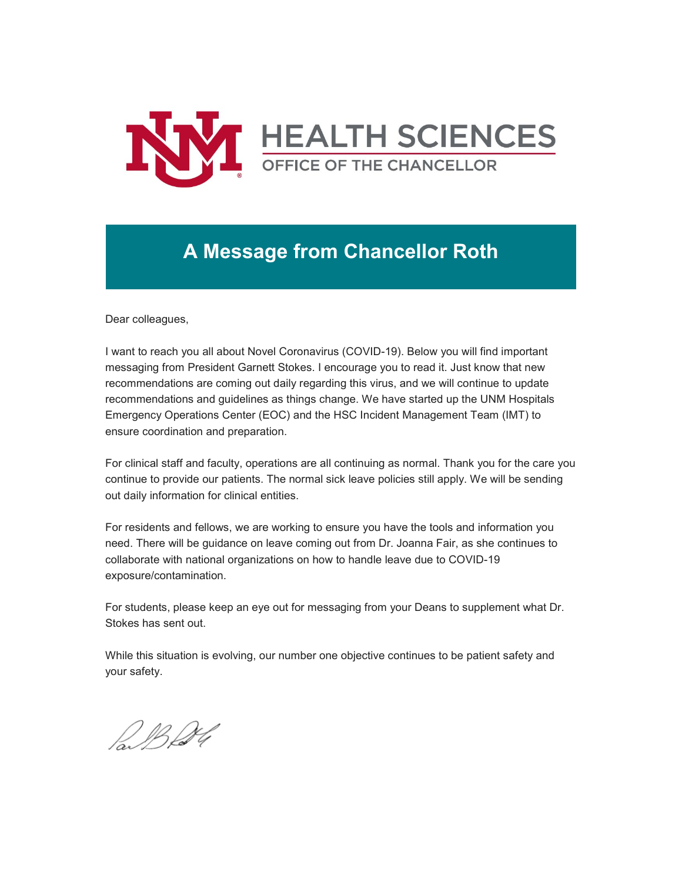# HEALTH SCIENCES

OFFICE OF THE CHANCELLOR

## A Message from Chancellor Roth

Dear colleagues,

I want to reach you all about Novel Coronavirus (COVID-19). Below you will find important messaging from President Garnett Stokes. I encourage you to read it. Just know that new recommendations are coming out daily regarding this virus, and we will continue to update recommendations and guidelines as things change. We have started up the UNM Hospitals Emergency Operations Center (EOC) and the HSC Incident Management Team (IMT) to ensure coordination and preparation.

For clinical staff and faculty, operations are all continuing as normal. Thank you for the care you continue to provide our patients. The normal sick leave policies still apply. We will be sending out daily information for clinical entities.

For residents and fellows, we are working to ensure you have the tools and information you need. There will be guidance on leave coming out from Dr. Joanna Fair, as she continues to collaborate with national organizations on how to handle leave due to COVID-19 exposure/contamination.

For students, please keep an eye out for messaging from your Deans to supplement what Dr. Stokes has sent out.

While this situation is evolving, our number one objective continues to be patient safety and your safety.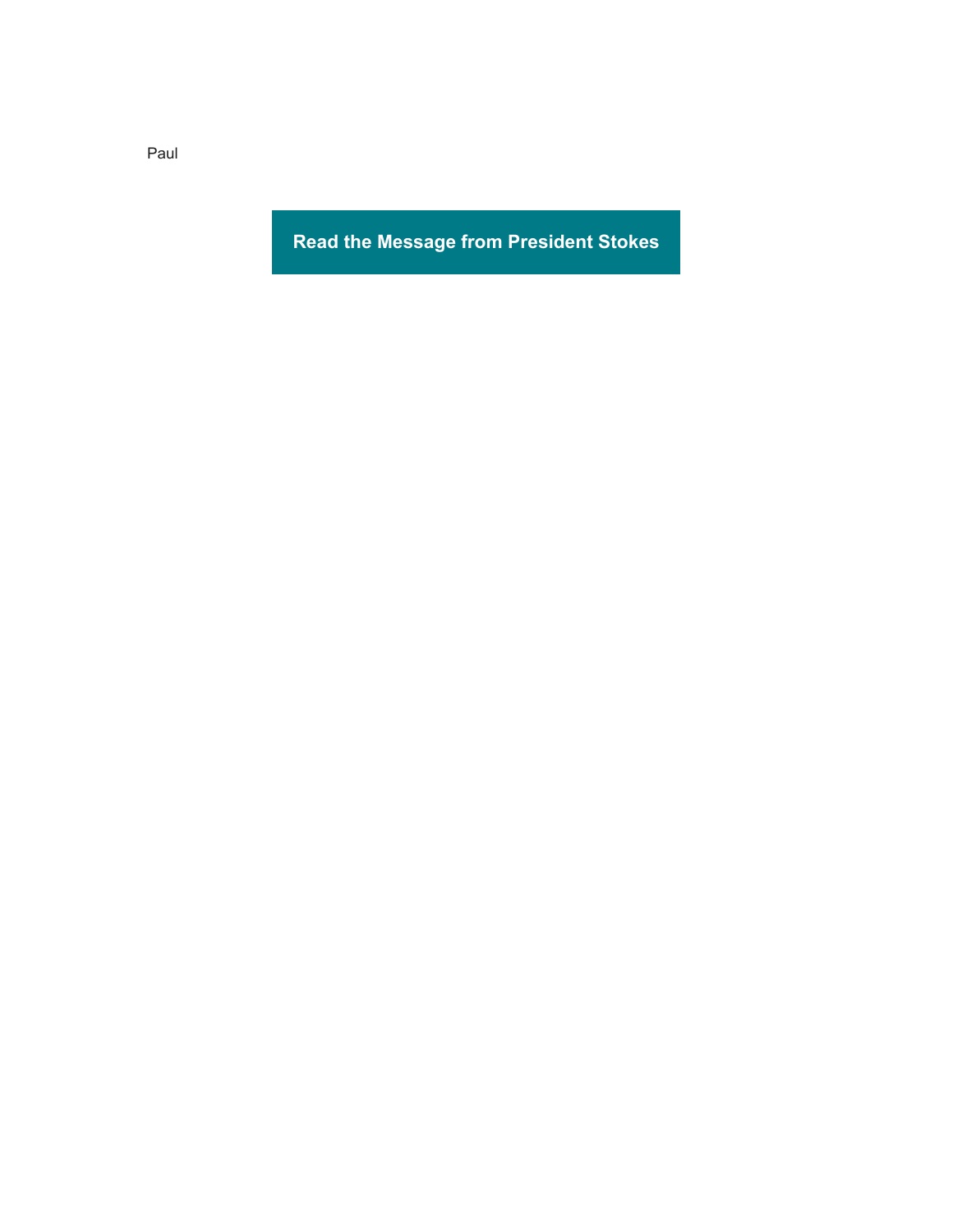Paul

**Read the Message from President Stokes**